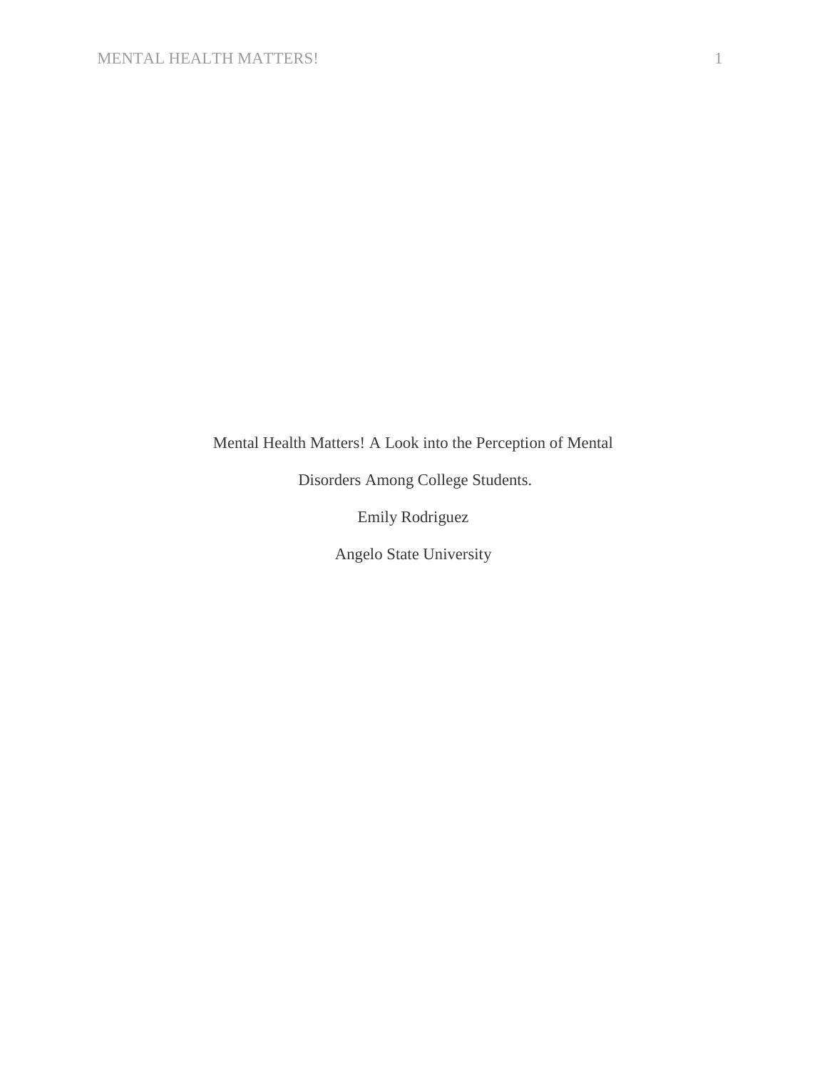Mental Health Matters! A Look into the Perception of Mental Disorders Among College Students.

Emily Rodriguez

Angelo State University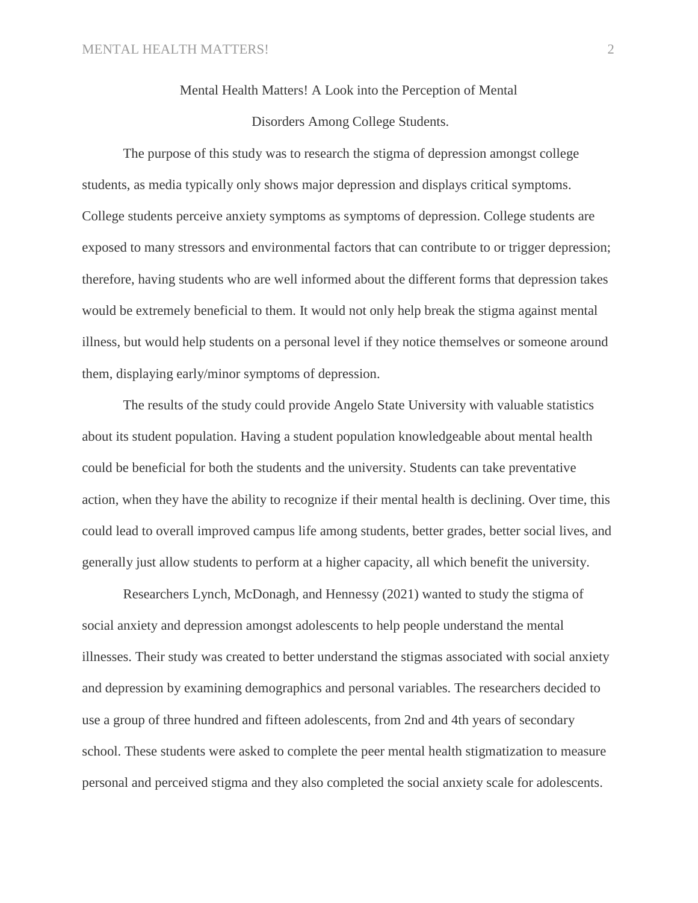# Mental Health Matters! A Look into the Perception of Mental Disorders Among College Students.

The purpose of this study was to research the stigma of depression amongst college students, as media typically only shows major depression and displays critical symptoms. College students perceive anxiety symptoms as symptoms of depression. College students are exposed to many stressors and environmental factors that can contribute to or trigger depression; therefore, having students who are well informed about the different forms that depression takes would be extremely beneficial to them. It would not only help break the stigma against mental illness, but would help students on a personal level if they notice themselves or someone around them, displaying early/minor symptoms of depression.

The results of the study could provide Angelo State University with valuable statistics about its student population. Having a student population knowledgeable about mental health could be beneficial for both the students and the university. Students can take preventative action, when they have the ability to recognize if their mental health is declining. Over time, this could lead to overall improved campus life among students, better grades, better social lives, and generally just allow students to perform at a higher capacity, all which benefit the university.

Researchers Lynch, McDonagh, and Hennessy (2021) wanted to study the stigma of social anxiety and depression amongst adolescents to help people understand the mental illnesses. Their study was created to better understand the stigmas associated with social anxiety and depression by examining demographics and personal variables. The researchers decided to use a group of three hundred and fifteen adolescents, from 2nd and 4th years of secondary school. These students were asked to complete the peer mental health stigmatization to measure personal and perceived stigma and they also completed the social anxiety scale for adolescents.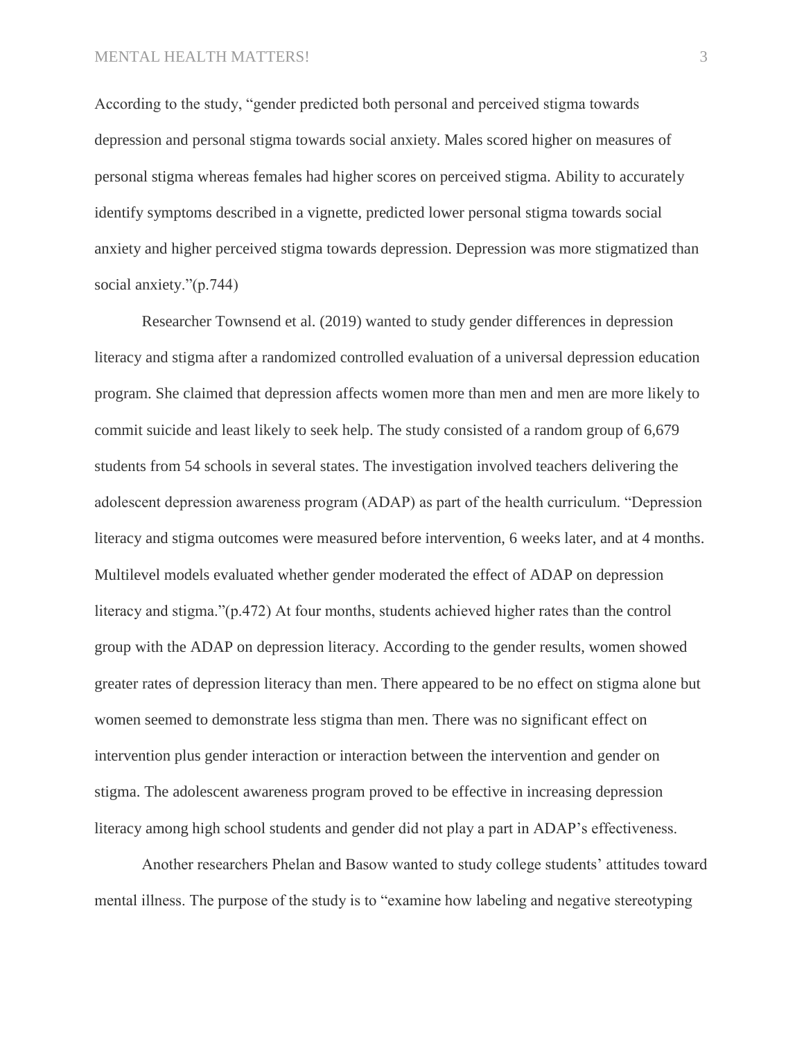According to the study, "gender predicted both personal and perceived stigma towards depression and personal stigma towards social anxiety. Males scored higher on measures of personal stigma whereas females had higher scores on perceived stigma. Ability to accurately identify symptoms described in a vignette, predicted lower personal stigma towards social anxiety and higher perceived stigma towards depression. Depression was more stigmatized than social anxiety."(p.744)

Researcher Townsend et al. (2019) wanted to study gender differences in depression literacy and stigma after a randomized controlled evaluation of a universal depression education program. She claimed that depression affects women more than men and men are more likely to commit suicide and least likely to seek help. The study consisted of a random group of 6,679 students from 54 schools in several states. The investigation involved teachers delivering the adolescent depression awareness program (ADAP) as part of the health curriculum. "Depression literacy and stigma outcomes were measured before intervention, 6 weeks later, and at 4 months. Multilevel models evaluated whether gender moderated the effect of ADAP on depression literacy and stigma."(p.472) At four months, students achieved higher rates than the control group with the ADAP on depression literacy. According to the gender results, women showed greater rates of depression literacy than men. There appeared to be no effect on stigma alone but women seemed to demonstrate less stigma than men. There was no significant effect on intervention plus gender interaction or interaction between the intervention and gender on stigma. The adolescent awareness program proved to be effective in increasing depression literacy among high school students and gender did not play a part in ADAP's effectiveness.

Another researchers Phelan and Basow wanted to study college students' attitudes toward mental illness. The purpose of the study is to "examine how labeling and negative stereotyping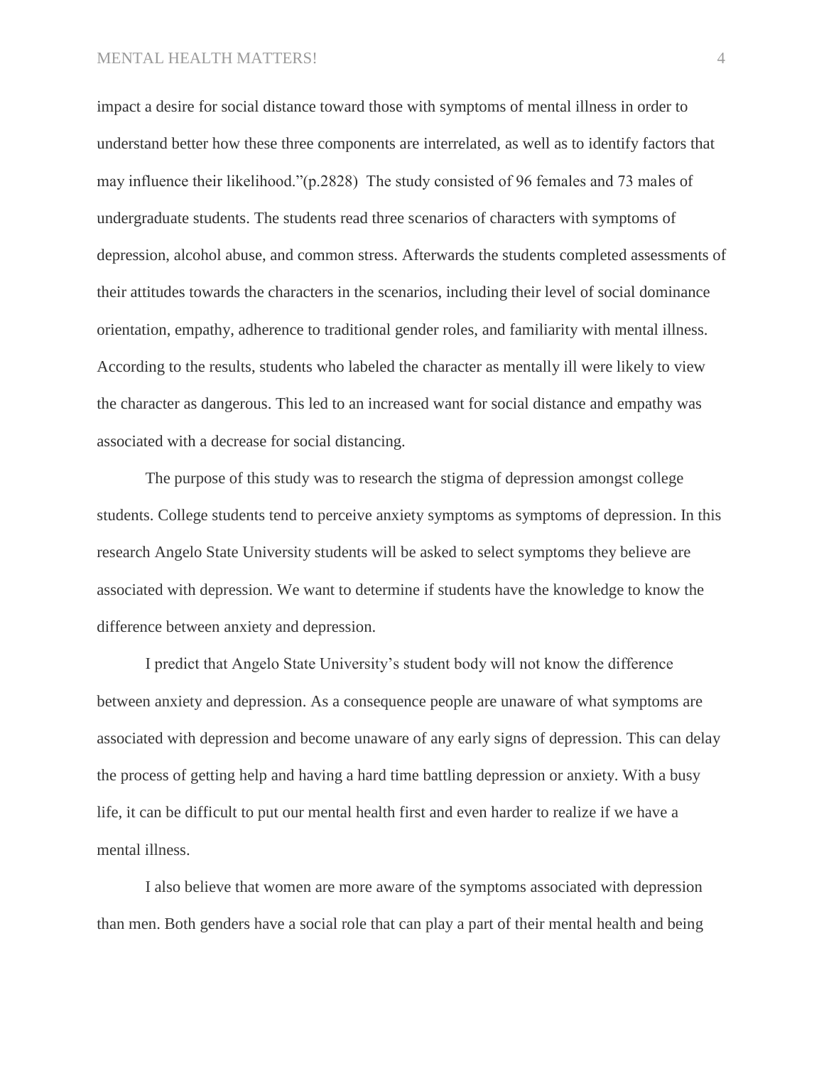impact a desire for social distance toward those with symptoms of mental illness in order to understand better how these three components are interrelated, as well as to identify factors that may influence their likelihood."(p.2828) The study consisted of 96 females and 73 males of undergraduate students. The students read three scenarios of characters with symptoms of depression, alcohol abuse, and common stress. Afterwards the students completed assessments of their attitudes towards the characters in the scenarios, including their level of social dominance orientation, empathy, adherence to traditional gender roles, and familiarity with mental illness. According to the results, students who labeled the character as mentally ill were likely to view the character as dangerous. This led to an increased want for social distance and empathy was associated with a decrease for social distancing.

The purpose of this study was to research the stigma of depression amongst college students. College students tend to perceive anxiety symptoms as symptoms of depression. In this research Angelo State University students will be asked to select symptoms they believe are associated with depression. We want to determine if students have the knowledge to know the difference between anxiety and depression.

I predict that Angelo State University's student body will not know the difference between anxiety and depression. As a consequence people are unaware of what symptoms are associated with depression and become unaware of any early signs of depression. This can delay the process of getting help and having a hard time battling depression or anxiety. With a busy life, it can be difficult to put our mental health first and even harder to realize if we have a mental illness.

I also believe that women are more aware of the symptoms associated with depression than men. Both genders have a social role that can play a part of their mental health and being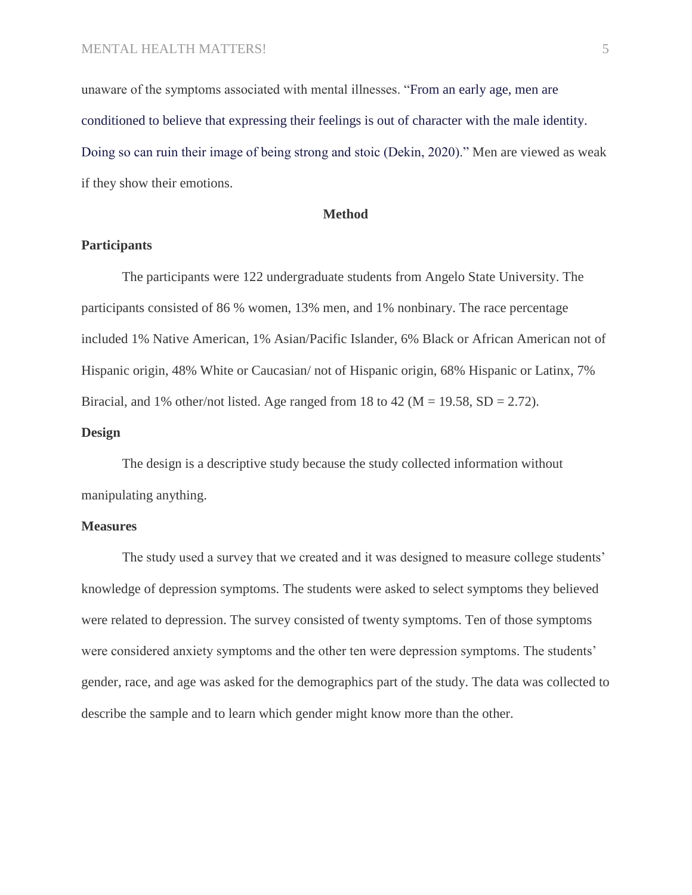unaware of the symptoms associated with mental illnesses. "From an early age, men are conditioned to believe that expressing their feelings is out of character with the male identity. Doing so can ruin their image of being strong and stoic (Dekin, 2020)." Men are viewed as weak if they show their emotions.

## Method

### Participants

The participants were 122 undergraduate students from Angelo State University. The participants consisted of 86 % women, 13% men, and 1% nonbinary. The race percentage included 1% Native American, 1% Asian/Pacific Islander, 6% Black or African American not of Hispanic origin, 48% White or Caucasian/ not of Hispanic origin, 68% Hispanic or Latinx, 7% Biracial, and 1% other/not listed. Age ranged from 18 to 42 ($M = 19.58$, $SD = 2.72$).

### Design

The design is a descriptive study because the study collected information without manipulating anything.

### Measures

The study used a survey that we created and it was designed to measure college students' knowledge of depression symptoms. The students were asked to select symptoms they believed were related to depression. The survey consisted of twenty symptoms. Ten of those symptoms were considered anxiety symptoms and the other ten were depression symptoms. The students' gender, race, and age was asked for the demographics part of the study. The data was collected to describe the sample and to learn which gender might know more than the other.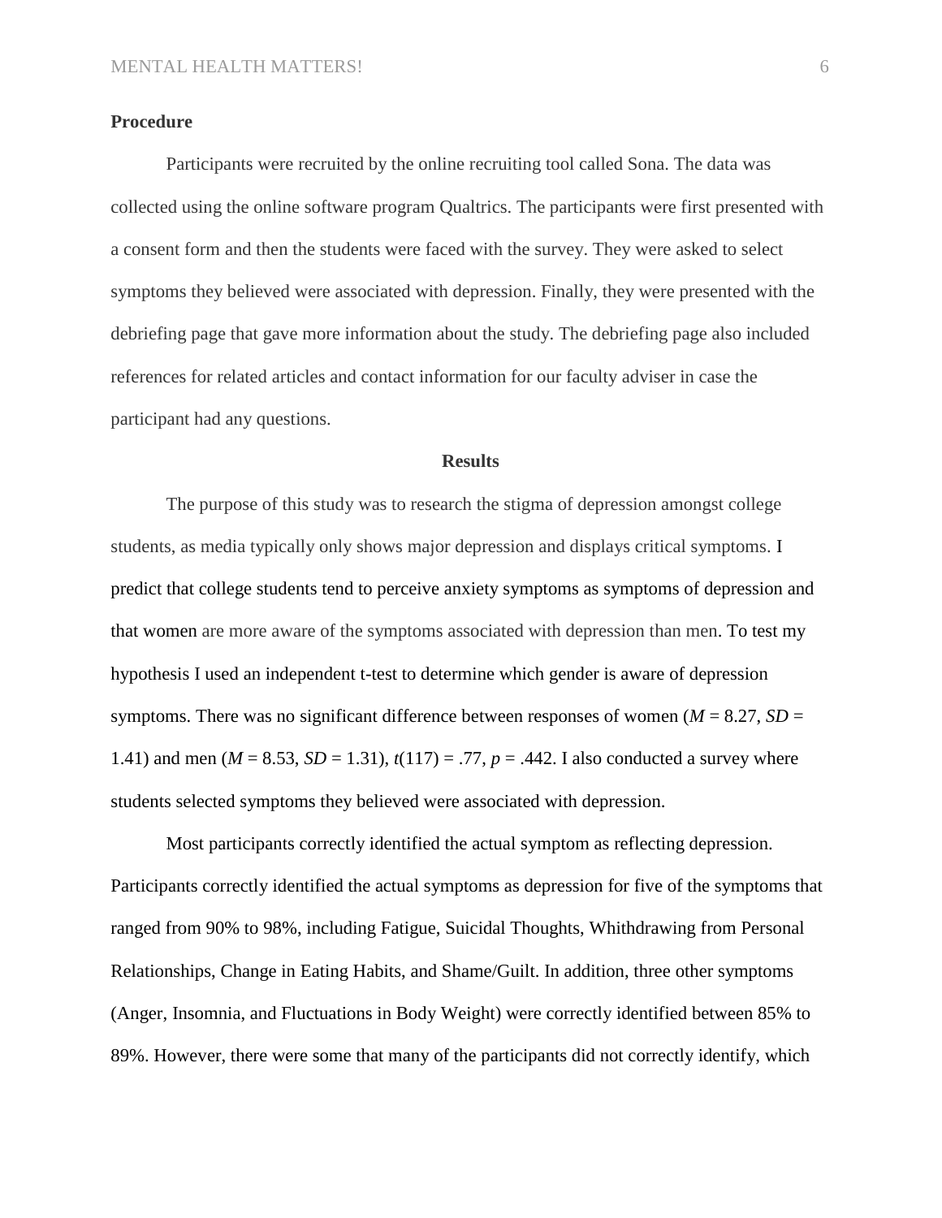### Procedure

Participants were recruited by the online recruiting tool called Sona. The data was collected using the online software program Qualtrics. The participants were first presented with a consent form and then the students were faced with the survey. They were asked to select symptoms they believed were associated with depression. Finally, they were presented with the debriefing page that gave more information about the study. The debriefing page also included references for related articles and contact information for our faculty adviser in case the participant had any questions.

## Results

The purpose of this study was to research the stigma of depression amongst college students, as media typically only shows major depression and displays critical symptoms. I predict that college students tend to perceive anxiety symptoms as symptoms of depression and that women are more aware of the symptoms associated with depression than men. To test my hypothesis I used an independent t-test to determine which gender is aware of depression symptoms. There was no significant difference between responses of women ($M$ = 8.27, $SD$ = 1.41) and men ($M$ = 8.53, $SD$ = 1.31), $t(117) = .77$, $p = .442$. I also conducted a survey where students selected symptoms they believed were associated with depression.

Most participants correctly identified the actual symptom as reflecting depression. Participants correctly identified the actual symptoms as depression for five of the symptoms that ranged from 90% to 98%, including Fatigue, Suicidal Thoughts, Whithdrawing from Personal Relationships, Change in Eating Habits, and Shame/Guilt. In addition, three other symptoms (Anger, Insomnia, and Fluctuations in Body Weight) were correctly identified between 85% to 89%. However, there were some that many of the participants did not correctly identify, which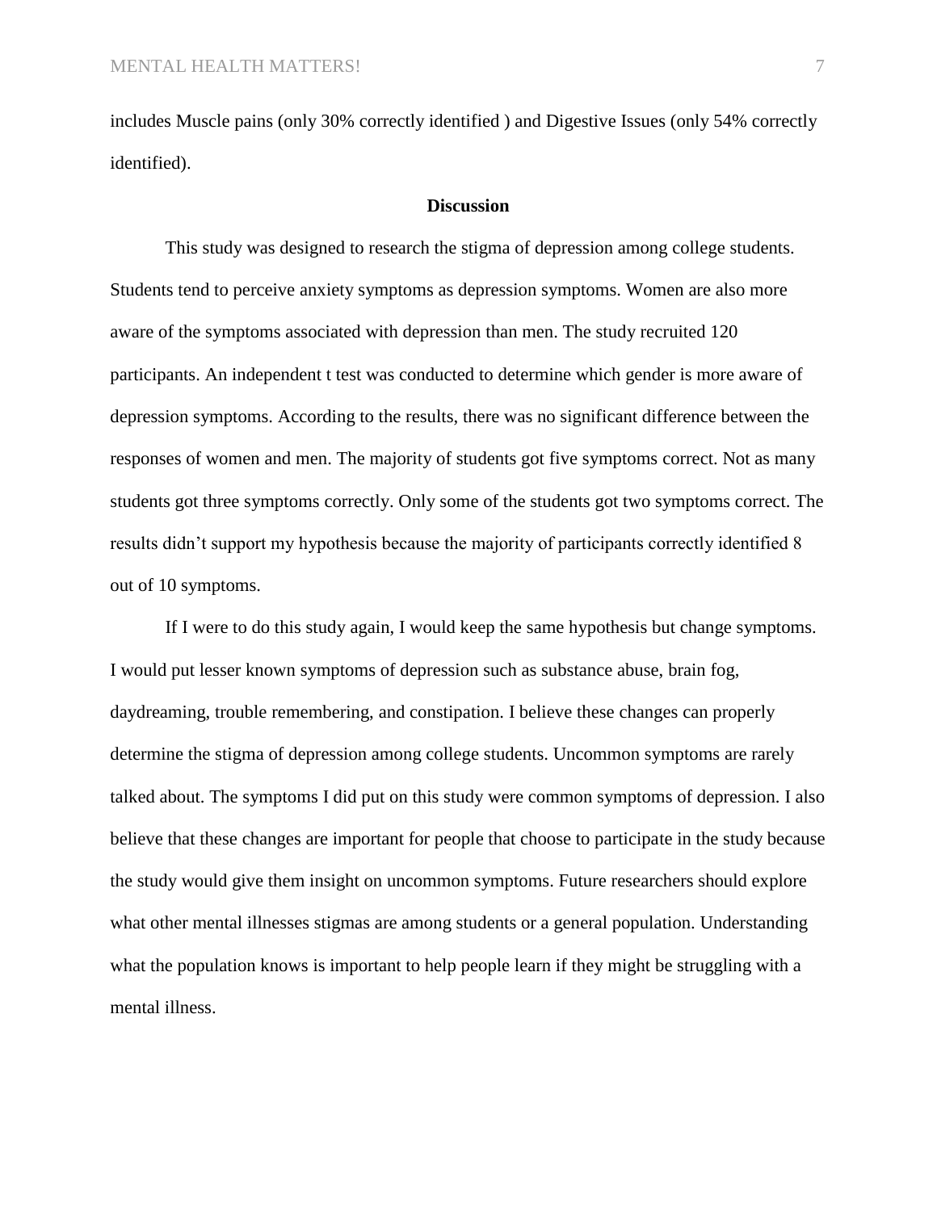includes Muscle pains (only 30% correctly identified ) and Digestive Issues (only 54% correctly identified).

## Discussion

This study was designed to research the stigma of depression among college students. Students tend to perceive anxiety symptoms as depression symptoms. Women are also more aware of the symptoms associated with depression than men. The study recruited 120 participants. An independent t test was conducted to determine which gender is more aware of depression symptoms. According to the results, there was no significant difference between the responses of women and men. The majority of students got five symptoms correct. Not as many students got three symptoms correctly. Only some of the students got two symptoms correct. The results didn't support my hypothesis because the majority of participants correctly identified 8 out of 10 symptoms.

If I were to do this study again, I would keep the same hypothesis but change symptoms. I would put lesser known symptoms of depression such as substance abuse, brain fog, daydreaming, trouble remembering, and constipation. I believe these changes can properly determine the stigma of depression among college students. Uncommon symptoms are rarely talked about. The symptoms I did put on this study were common symptoms of depression. I also believe that these changes are important for people that choose to participate in the study because the study would give them insight on uncommon symptoms. Future researchers should explore what other mental illnesses stigmas are among students or a general population. Understanding what the population knows is important to help people learn if they might be struggling with a mental illness.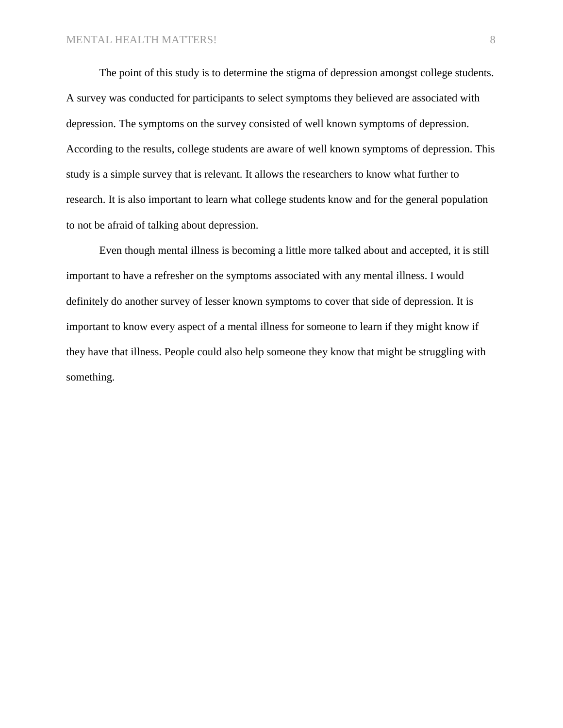The point of this study is to determine the stigma of depression amongst college students. A survey was conducted for participants to select symptoms they believed are associated with depression. The symptoms on the survey consisted of well known symptoms of depression. According to the results, college students are aware of well known symptoms of depression. This study is a simple survey that is relevant. It allows the researchers to know what further to research. It is also important to learn what college students know and for the general population to not be afraid of talking about depression.

Even though mental illness is becoming a little more talked about and accepted, it is still important to have a refresher on the symptoms associated with any mental illness. I would definitely do another survey of lesser known symptoms to cover that side of depression. It is important to know every aspect of a mental illness for someone to learn if they might know if they have that illness. People could also help someone they know that might be struggling with something.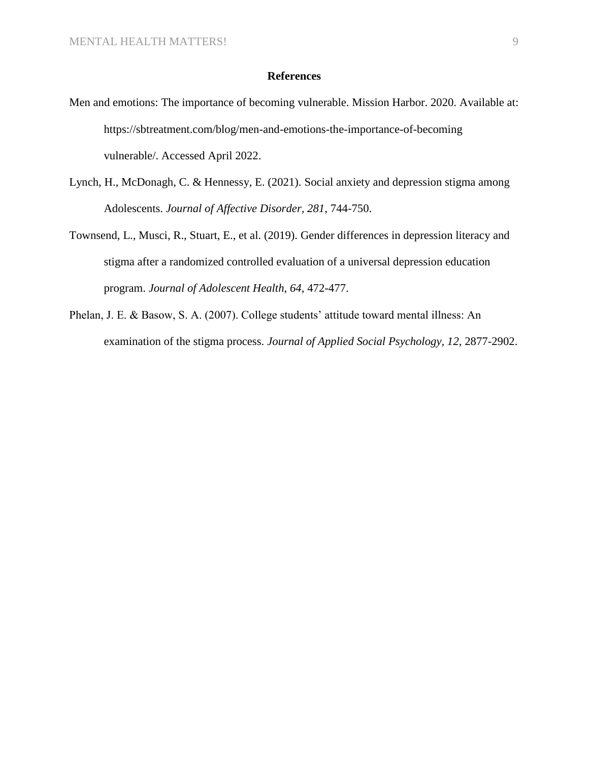**References**

Men and emotions: The importance of becoming vulnerable. Mission Harbor. 2020. Available at: https://sbtreatment.com/blog/men-and-emotions-the-importance-of-becoming vulnerable/. Accessed April 2022.

Lynch, H., McDonagh, C. & Hennessy, E. (2021). Social anxiety and depression stigma among Adolescents. *Journal of Affective Disorder, 281*, 744-750.

Townsend, L., Musci, R., Stuart, E., et al. (2019). Gender differences in depression literacy and stigma after a randomized controlled evaluation of a universal depression education program. *Journal of Adolescent Health, 64*, 472-477.

Phelan, J. E. & Basow, S. A. (2007). College students' attitude toward mental illness: An examination of the stigma process. *Journal of Applied Social Psychology, 12*, 2877-2902.